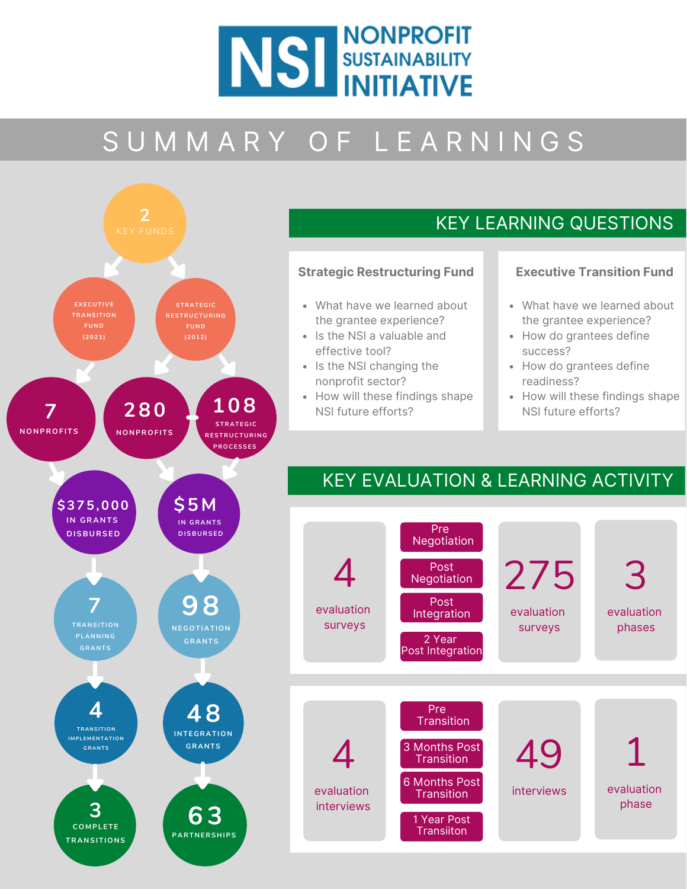# NSI NONPROFIT SUSTAINABILITY INITIATIVE

## SUMMARY OF LEARNINGS

**2** KEY FUNDS

- **EXECUTIVE TRANSITION FUND (2021)**
  - **7** NONPROFITS
  - **$375,000** IN GRANTS DISBURSED
  - **7** TRANSITION PLANNING GRANTS
  - **4** TRANSITION IMPLEMENTATION GRANTS
  - **3** COMPLETE TRANSITIONS
- **STRATEGIC RESTRUCTURING FUND (2012)**
  - **280** NONPROFITS
  - **108** STRATEGIC RESTRUCTURING PROCESSES
  - **$5M** IN GRANTS DISBURSED
  - **98** NEGOTIATION GRANTS
  - **48** INTEGRATION GRANTS
  - **63** PARTNERSHIPS

## KEY LEARNING QUESTIONS

### Strategic Restructuring Fund

- What have we learned about the grantee experience?
- Is the NSI a valuable and effective tool?
- Is the NSI changing the nonprofit sector?
- How will these findings shape NSI future efforts?

### Executive Transition Fund

- What have we learned about the grantee experience?
- How do grantees define success?
- How do grantees define readiness?
- How will these findings shape NSI future efforts?

## KEY EVALUATION & LEARNING ACTIVITY

**Strategic Restructuring Fund**

- **4** evaluation surveys
  - Pre Negotiation
  - Post Negotiation
  - Post Integration
  - 2 Year Post Integration
- **275** evaluation surveys
- **3** evaluation phases

**Executive Transition Fund**

- **4** evaluation interviews
  - Pre Transition
  - 3 Months Post Transition
  - 6 Months Post Transition
  - 1 Year Post Transiiton
- **49** interviews
- **1** evaluation phase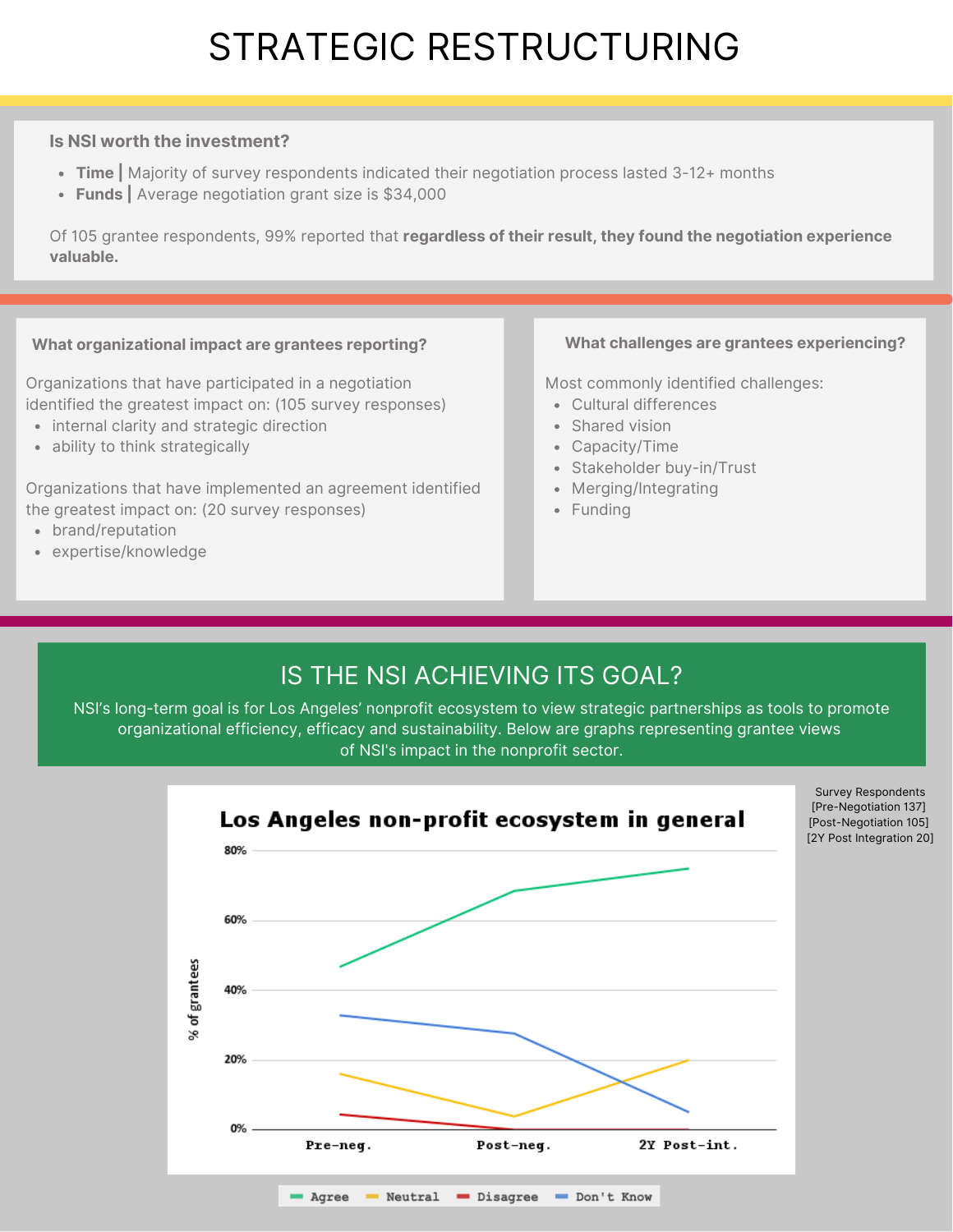# STRATEGIC RESTRUCTURING

### Is NSI worth the investment?

- **Time |** Majority of survey respondents indicated their negotiation process lasted 3-12+ months
- **Funds |** Average negotiation grant size is $34,000

Of 105 grantee respondents, 99% reported that **regardless of their result, they found the negotiation experience valuable.**

### What organizational impact are grantees reporting?

Organizations that have participated in a negotiation identified the greatest impact on: (105 survey responses)

- internal clarity and strategic direction
- ability to think strategically

Organizations that have implemented an agreement identified the greatest impact on: (20 survey responses)

- brand/reputation
- expertise/knowledge

### What challenges are grantees experiencing?

Most commonly identified challenges:

- Cultural differences
- Shared vision
- Capacity/Time
- Stakeholder buy-in/Trust
- Merging/Integrating
- Funding

## IS THE NSI ACHIEVING ITS GOAL?

NSI's long-term goal is for Los Angeles' nonprofit ecosystem to view strategic partnerships as tools to promote organizational efficiency, efficacy and sustainability. Below are graphs representing grantee views of NSI's impact in the nonprofit sector.

**Los Angeles non-profit ecosystem in general**

Survey Respondents
[Pre-Negotiation 137]
[Post-Negotiation 105]
[2Y Post Integration 20]

| % of grantees | Pre-neg. | Post-neg. | 2Y Post-int. |
|---|---|---|---|
| Agree | ~47% | ~68% | ~75% |
| Neutral | ~16% | ~4% | ~20% |
| Disagree | ~4% | 0% | 0% |
| Don't Know | ~33% | ~27% | ~5% |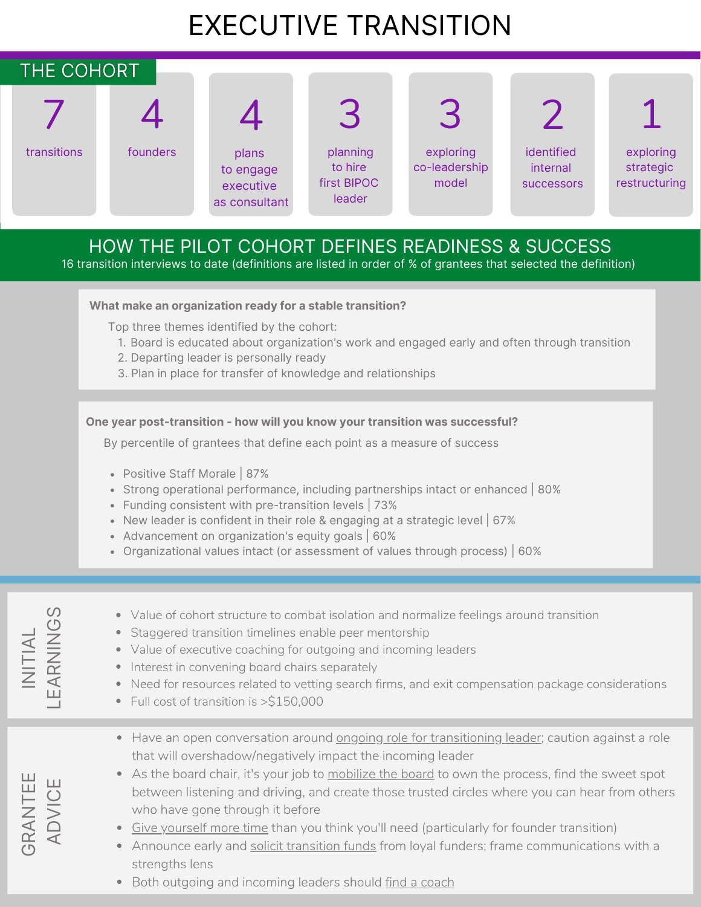# EXECUTIVE TRANSITION

## THE COHORT

**7** transitions

**4** founders

**4** plans to engage executive as consultant

**3** planning to hire first BIPOC leader

**3** exploring co-leadership model

**2** identified internal successors

**1** exploring strategic restructuring

## HOW THE PILOT COHORT DEFINES READINESS & SUCCESS

16 transition interviews to date (definitions are listed in order of % of grantees that selected the definition)

**What make an organization ready for a stable transition?**

Top three themes identified by the cohort:

1. Board is educated about organization's work and engaged early and often through transition
2. Departing leader is personally ready
3. Plan in place for transfer of knowledge and relationships

**One year post-transition - how will you know your transition was successful?**

By percentile of grantees that define each point as a measure of success

- Positive Staff Morale | 87%
- Strong operational performance, including partnerships intact or enhanced | 80%
- Funding consistent with pre-transition levels | 73%
- New leader is confident in their role & engaging at a strategic level | 67%
- Advancement on organization's equity goals | 60%
- Organizational values intact (or assessment of values through process) | 60%

## INITIAL LEARNINGS

- Value of cohort structure to combat isolation and normalize feelings around transition
- Staggered transition timelines enable peer mentorship
- Value of executive coaching for outgoing and incoming leaders
- Interest in convening board chairs separately
- Need for resources related to vetting search firms, and exit compensation package considerations
- Full cost of transition is >$150,000

## GRANTEE ADVICE

- Have an open conversation around ongoing role for transitioning leader; caution against a role that will overshadow/negatively impact the incoming leader
- As the board chair, it's your job to mobilize the board to own the process, find the sweet spot between listening and driving, and create those trusted circles where you can hear from others who have gone through it before
- Give yourself more time than you think you'll need (particularly for founder transition)
- Announce early and solicit transition funds from loyal funders; frame communications with a strengths lens
- Both outgoing and incoming leaders should find a coach